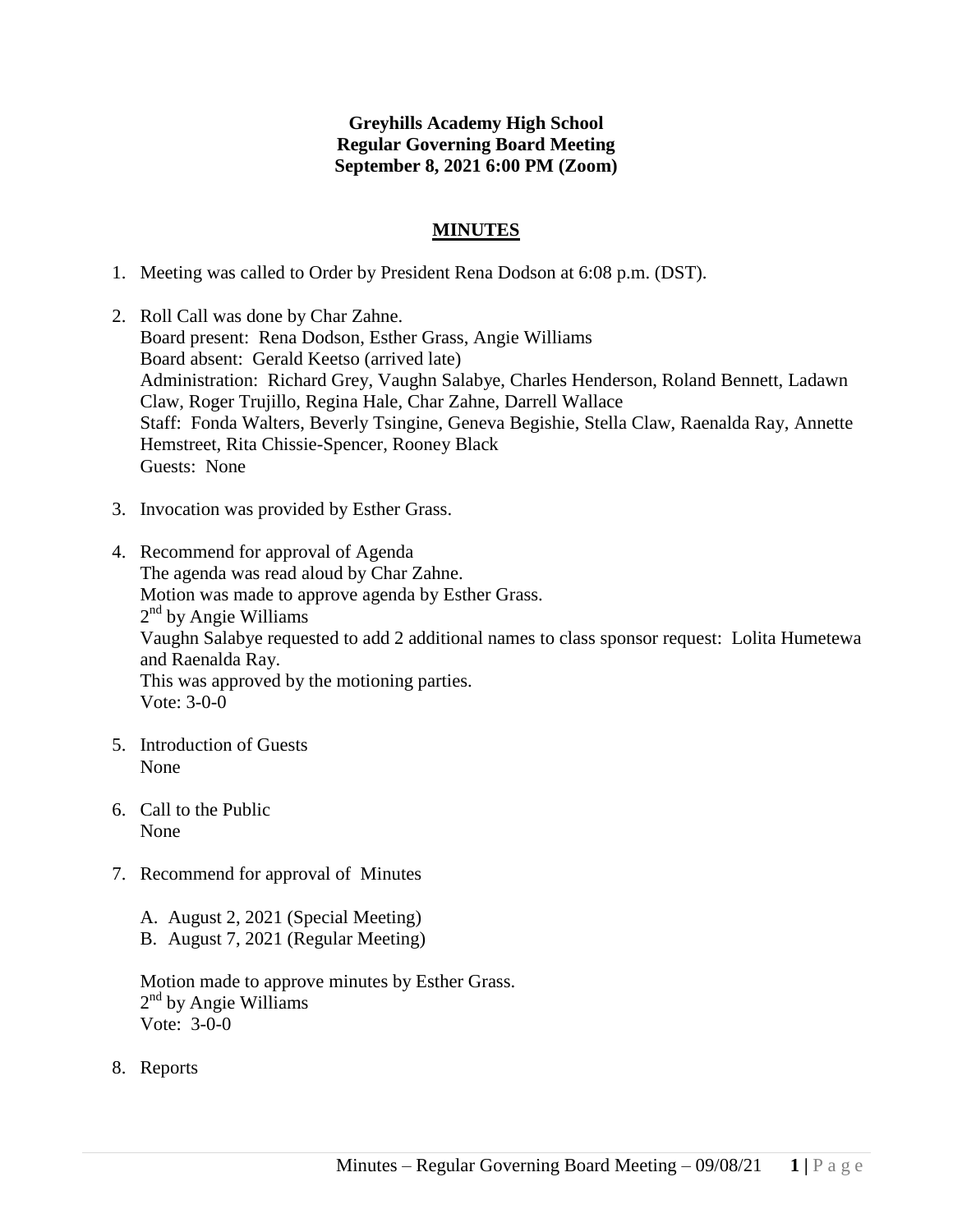**Greyhills Academy High School**
**Regular Governing Board Meeting**
**September 8, 2021 6:00 PM (Zoom)**

## MINUTES

1. Meeting was called to Order by President Rena Dodson at 6:08 p.m. (DST).

2. Roll Call was done by Char Zahne.
   Board present: Rena Dodson, Esther Grass, Angie Williams
   Board absent: Gerald Keetso (arrived late)
   Administration: Richard Grey, Vaughn Salabye, Charles Henderson, Roland Bennett, Ladawn Claw, Roger Trujillo, Regina Hale, Char Zahne, Darrell Wallace
   Staff: Fonda Walters, Beverly Tsingine, Geneva Begishie, Stella Claw, Raenalda Ray, Annette Hemstreet, Rita Chissie-Spencer, Rooney Black
   Guests: None

3. Invocation was provided by Esther Grass.

4. Recommend for approval of Agenda
   The agenda was read aloud by Char Zahne.
   Motion was made to approve agenda by Esther Grass.
   2nd by Angie Williams
   Vaughn Salabye requested to add 2 additional names to class sponsor request: Lolita Humetewa and Raenalda Ray.
   This was approved by the motioning parties.
   Vote: 3-0-0

5. Introduction of Guests
   None

6. Call to the Public
   None

7. Recommend for approval of Minutes

   A. August 2, 2021 (Special Meeting)
   B. August 7, 2021 (Regular Meeting)

   Motion made to approve minutes by Esther Grass.
   2nd by Angie Williams
   Vote: 3-0-0

8. Reports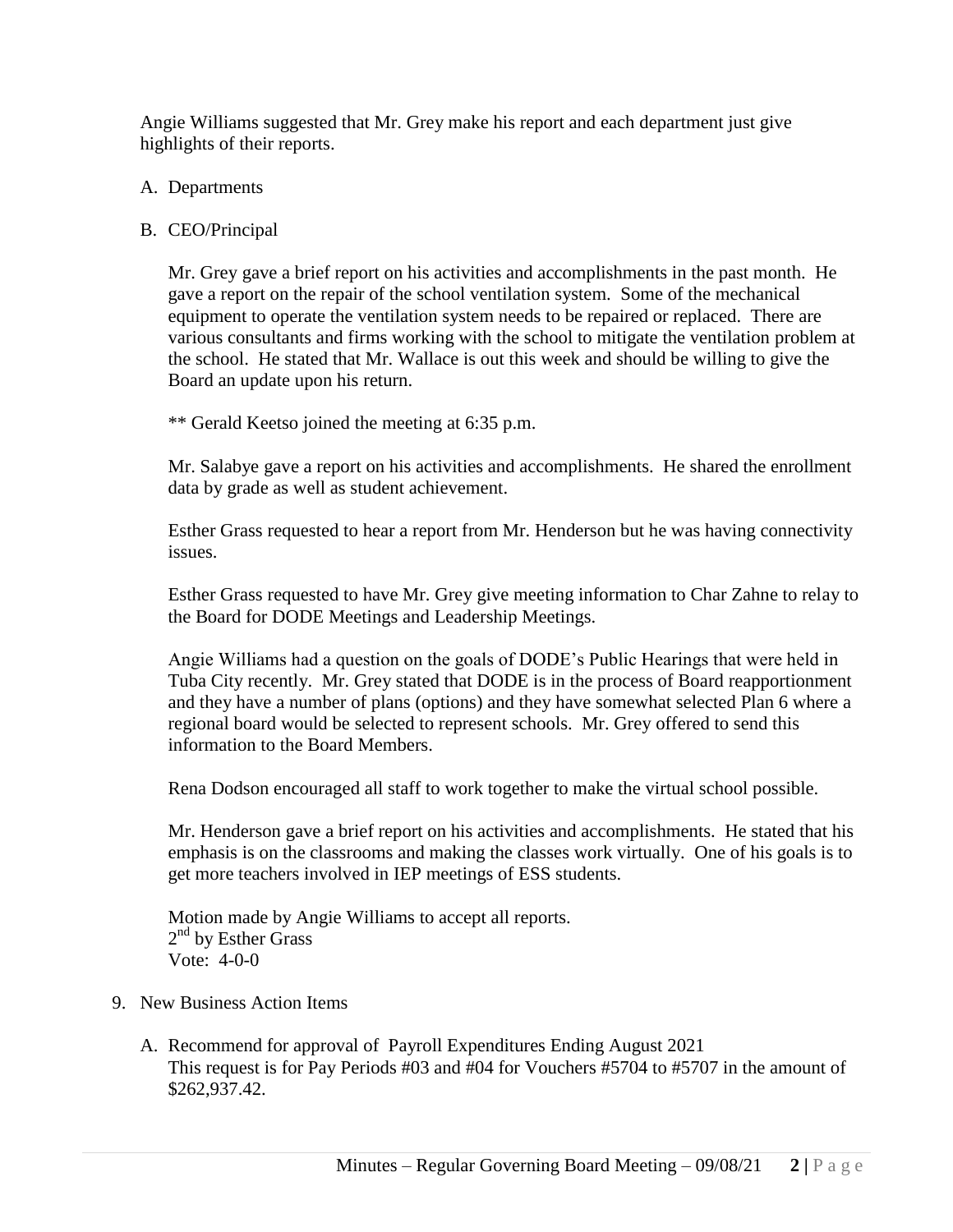Angie Williams suggested that Mr. Grey make his report and each department just give highlights of their reports.

A. Departments

B. CEO/Principal

   Mr. Grey gave a brief report on his activities and accomplishments in the past month. He gave a report on the repair of the school ventilation system. Some of the mechanical equipment to operate the ventilation system needs to be repaired or replaced. There are various consultants and firms working with the school to mitigate the ventilation problem at the school. He stated that Mr. Wallace is out this week and should be willing to give the Board an update upon his return.

   ** Gerald Keetso joined the meeting at 6:35 p.m.

   Mr. Salabye gave a report on his activities and accomplishments. He shared the enrollment data by grade as well as student achievement.

   Esther Grass requested to hear a report from Mr. Henderson but he was having connectivity issues.

   Esther Grass requested to have Mr. Grey give meeting information to Char Zahne to relay to the Board for DODE Meetings and Leadership Meetings.

   Angie Williams had a question on the goals of DODE's Public Hearings that were held in Tuba City recently. Mr. Grey stated that DODE is in the process of Board reapportionment and they have a number of plans (options) and they have somewhat selected Plan 6 where a regional board would be selected to represent schools. Mr. Grey offered to send this information to the Board Members.

   Rena Dodson encouraged all staff to work together to make the virtual school possible.

   Mr. Henderson gave a brief report on his activities and accomplishments. He stated that his emphasis is on the classrooms and making the classes work virtually. One of his goals is to get more teachers involved in IEP meetings of ESS students.

   Motion made by Angie Williams to accept all reports.
   2nd by Esther Grass
   Vote: 4-0-0

9. New Business Action Items

   A. Recommend for approval of Payroll Expenditures Ending August 2021
      This request is for Pay Periods #03 and #04 for Vouchers #5704 to #5707 in the amount of $262,937.42.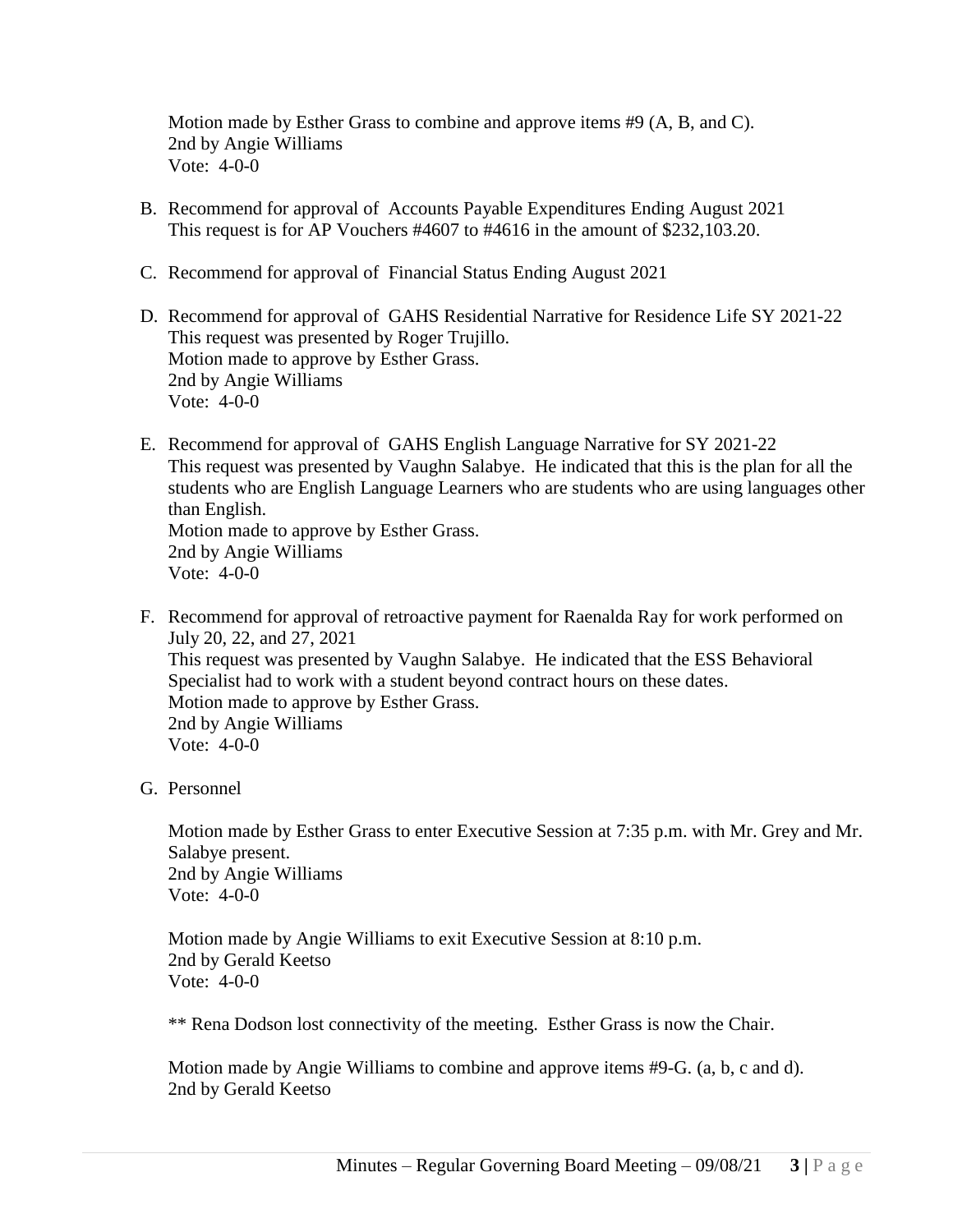Motion made by Esther Grass to combine and approve items #9 (A, B, and C).
2nd by Angie Williams
Vote: 4-0-0

B. Recommend for approval of Accounts Payable Expenditures Ending August 2021
   This request is for AP Vouchers #4607 to #4616 in the amount of $232,103.20.

C. Recommend for approval of Financial Status Ending August 2021

D. Recommend for approval of GAHS Residential Narrative for Residence Life SY 2021-22
   This request was presented by Roger Trujillo.
   Motion made to approve by Esther Grass.
   2nd by Angie Williams
   Vote: 4-0-0

E. Recommend for approval of GAHS English Language Narrative for SY 2021-22
   This request was presented by Vaughn Salabye. He indicated that this is the plan for all the students who are English Language Learners who are students who are using languages other than English.
   Motion made to approve by Esther Grass.
   2nd by Angie Williams
   Vote: 4-0-0

F. Recommend for approval of retroactive payment for Raenalda Ray for work performed on July 20, 22, and 27, 2021
   This request was presented by Vaughn Salabye. He indicated that the ESS Behavioral Specialist had to work with a student beyond contract hours on these dates.
   Motion made to approve by Esther Grass.
   2nd by Angie Williams
   Vote: 4-0-0

G. Personnel

   Motion made by Esther Grass to enter Executive Session at 7:35 p.m. with Mr. Grey and Mr. Salabye present.
   2nd by Angie Williams
   Vote: 4-0-0

   Motion made by Angie Williams to exit Executive Session at 8:10 p.m.
   2nd by Gerald Keetso
   Vote: 4-0-0

   ** Rena Dodson lost connectivity of the meeting. Esther Grass is now the Chair.

   Motion made by Angie Williams to combine and approve items #9-G. (a, b, c and d).
   2nd by Gerald Keetso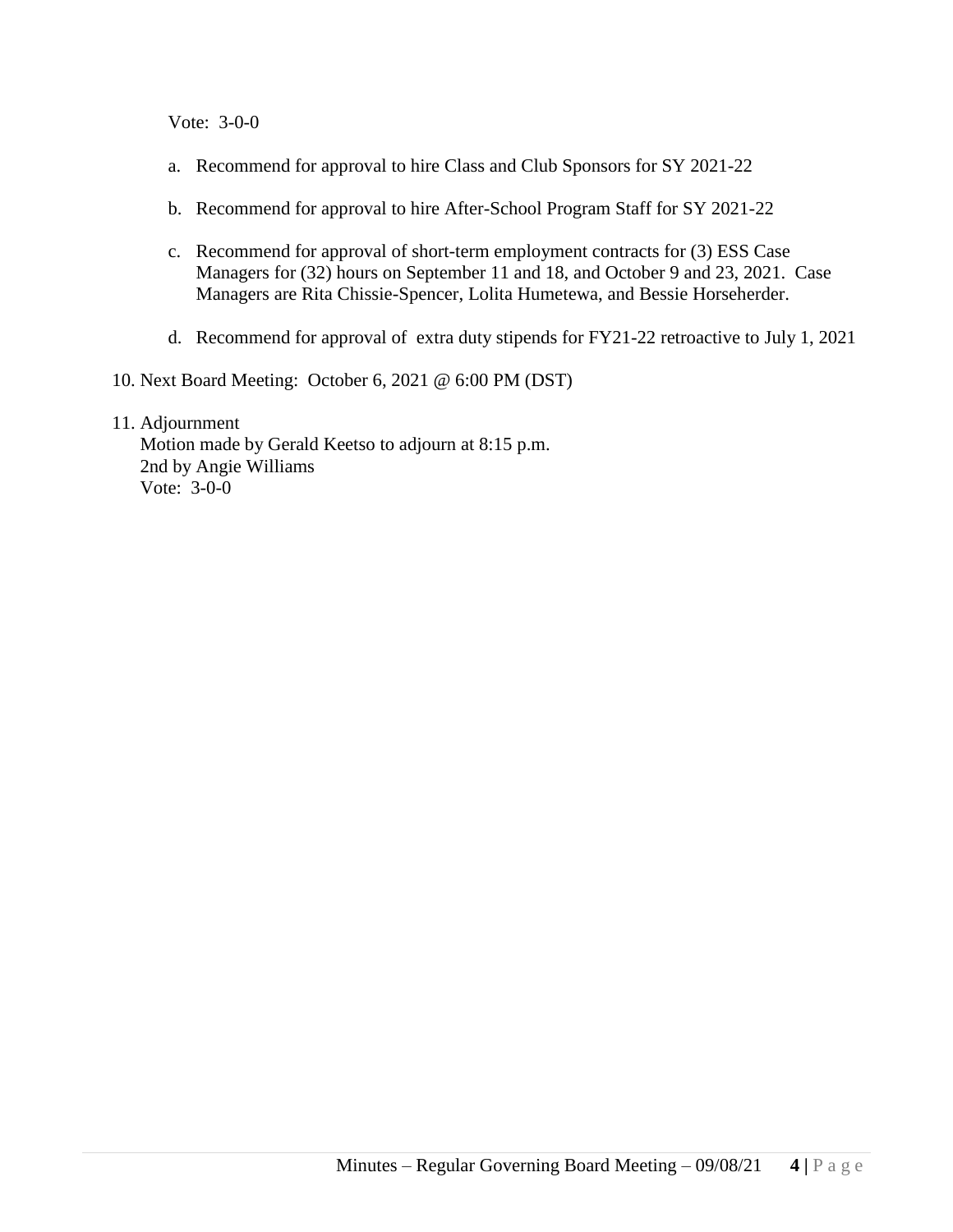Vote: 3-0-0

a. Recommend for approval to hire Class and Club Sponsors for SY 2021-22

b. Recommend for approval to hire After-School Program Staff for SY 2021-22

c. Recommend for approval of short-term employment contracts for (3) ESS Case Managers for (32) hours on September 11 and 18, and October 9 and 23, 2021. Case Managers are Rita Chissie-Spencer, Lolita Humetewa, and Bessie Horseherder.

d. Recommend for approval of extra duty stipends for FY21-22 retroactive to July 1, 2021

10. Next Board Meeting: October 6, 2021 @ 6:00 PM (DST)

11. Adjournment
    Motion made by Gerald Keetso to adjourn at 8:15 p.m.
    2nd by Angie Williams
    Vote: 3-0-0